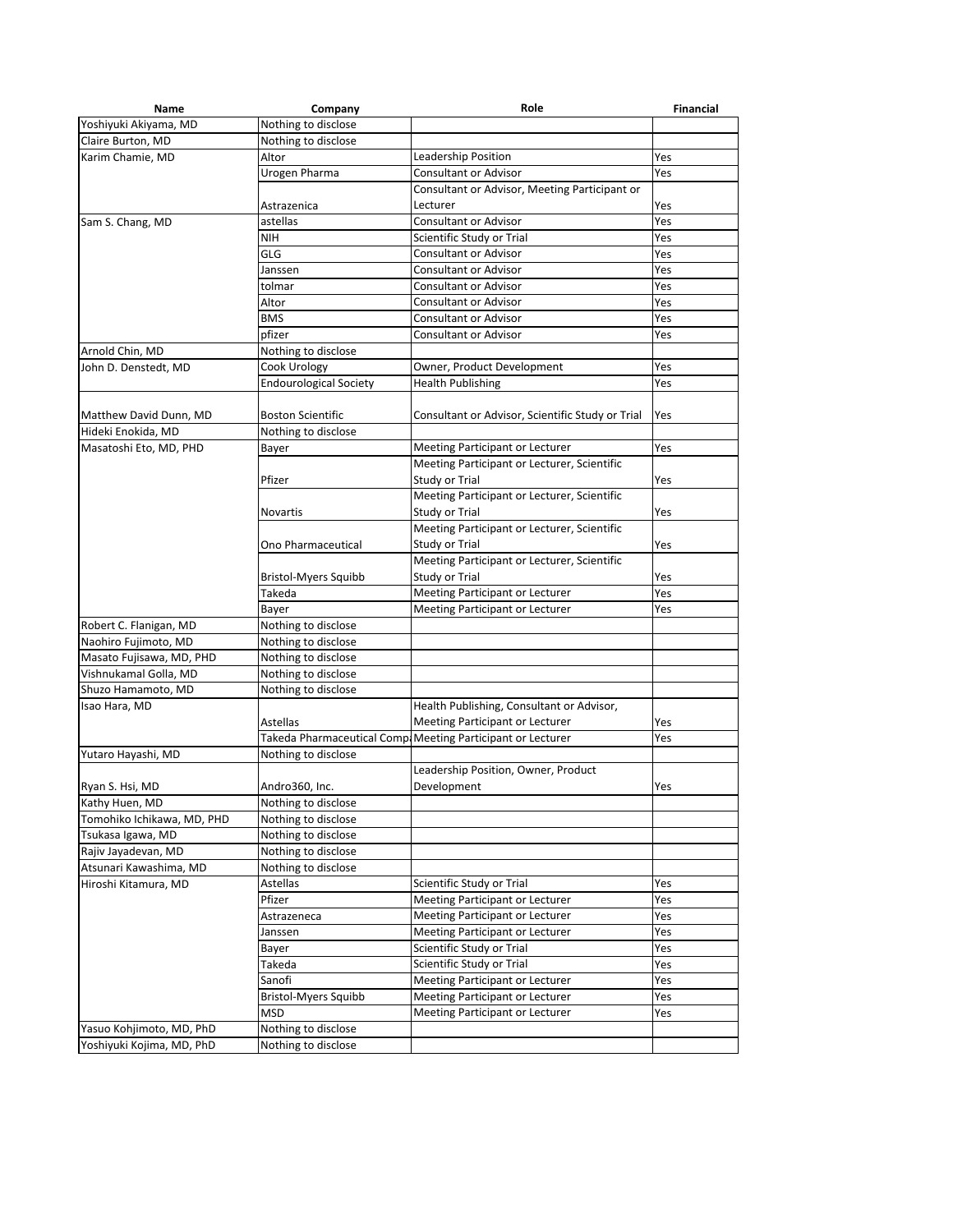| Name | Company | Role | Financial |
|---|---|---|---|
| Yoshiyuki Akiyama, MD | Nothing to disclose | | |
| Claire Burton, MD | Nothing to disclose | | |
| Karim Chamie, MD | Altor | Leadership Position | Yes |
| | Urogen Pharma | Consultant or Advisor | Yes |
| | Astrazenica | Consultant or Advisor, Meeting Participant or Lecturer | Yes |
| Sam S. Chang, MD | astellas | Consultant or Advisor | Yes |
| | NIH | Scientific Study or Trial | Yes |
| | GLG | Consultant or Advisor | Yes |
| | Janssen | Consultant or Advisor | Yes |
| | tolmar | Consultant or Advisor | Yes |
| | Altor | Consultant or Advisor | Yes |
| | BMS | Consultant or Advisor | Yes |
| | pfizer | Consultant or Advisor | Yes |
| Arnold Chin, MD | Nothing to disclose | | |
| John D. Denstedt, MD | Cook Urology | Owner, Product Development | Yes |
| | Endourological Society | Health Publishing | Yes |
| Matthew David Dunn, MD | Boston Scientific | Consultant or Advisor, Scientific Study or Trial | Yes |
| Hideki Enokida, MD | Nothing to disclose | | |
| Masatoshi Eto, MD, PHD | Bayer | Meeting Participant or Lecturer | Yes |
| | Pfizer | Meeting Participant or Lecturer, Scientific Study or Trial | Yes |
| | Novartis | Meeting Participant or Lecturer, Scientific Study or Trial | Yes |
| | Ono Pharmaceutical | Meeting Participant or Lecturer, Scientific Study or Trial | Yes |
| | Bristol-Myers Squibb | Meeting Participant or Lecturer, Scientific Study or Trial | Yes |
| | Takeda | Meeting Participant or Lecturer | Yes |
| | Bayer | Meeting Participant or Lecturer | Yes |
| Robert C. Flanigan, MD | Nothing to disclose | | |
| Naohiro Fujimoto, MD | Nothing to disclose | | |
| Masato Fujisawa, MD, PHD | Nothing to disclose | | |
| Vishnukamal Golla, MD | Nothing to disclose | | |
| Shuzo Hamamoto, MD | Nothing to disclose | | |
| Isao Hara, MD | Astellas | Health Publishing, Consultant or Advisor, Meeting Participant or Lecturer | Yes |
| | Takeda Pharmaceutical Comp | Meeting Participant or Lecturer | Yes |
| Yutaro Hayashi, MD | Nothing to disclose | | |
| Ryan S. Hsi, MD | Andro360, Inc. | Leadership Position, Owner, Product Development | Yes |
| Kathy Huen, MD | Nothing to disclose | | |
| Tomohiko Ichikawa, MD, PHD | Nothing to disclose | | |
| Tsukasa Igawa, MD | Nothing to disclose | | |
| Rajiv Jayadevan, MD | Nothing to disclose | | |
| Atsunari Kawashima, MD | Nothing to disclose | | |
| Hiroshi Kitamura, MD | Astellas | Scientific Study or Trial | Yes |
| | Pfizer | Meeting Participant or Lecturer | Yes |
| | Astrazeneca | Meeting Participant or Lecturer | Yes |
| | Janssen | Meeting Participant or Lecturer | Yes |
| | Bayer | Scientific Study or Trial | Yes |
| | Takeda | Scientific Study or Trial | Yes |
| | Sanofi | Meeting Participant or Lecturer | Yes |
| | Bristol-Myers Squibb | Meeting Participant or Lecturer | Yes |
| | MSD | Meeting Participant or Lecturer | Yes |
| Yasuo Kohjimoto, MD, PhD | Nothing to disclose | | |
| Yoshiyuki Kojima, MD, PhD | Nothing to disclose | | |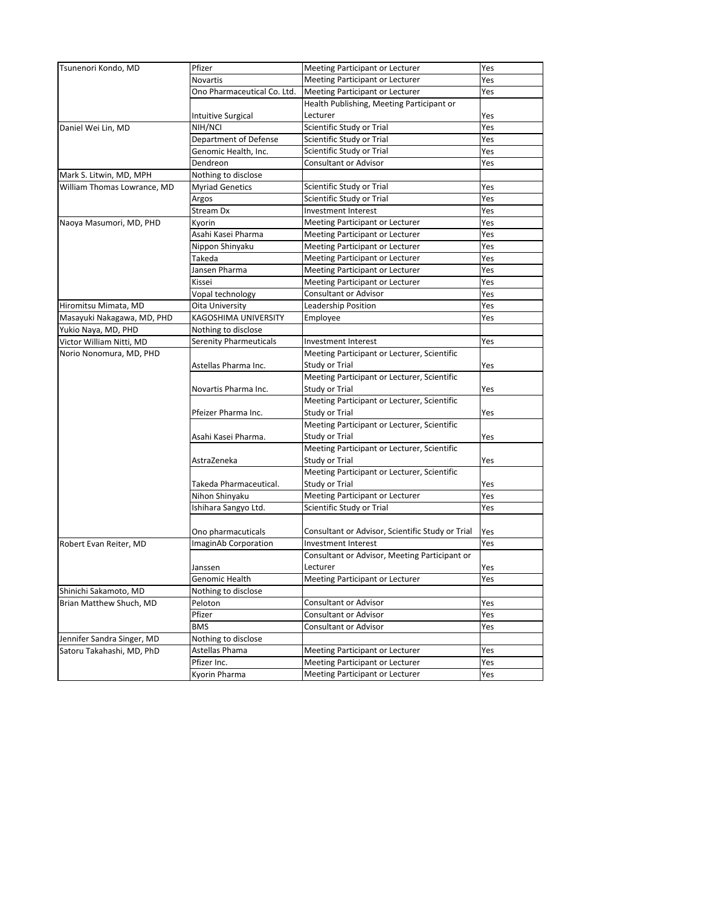| | | | |
|---|---|---|---|
| Tsunenori Kondo, MD | Pfizer | Meeting Participant or Lecturer | Yes |
| | Novartis | Meeting Participant or Lecturer | Yes |
| | Ono Pharmaceutical Co. Ltd. | Meeting Participant or Lecturer | Yes |
| | Intuitive Surgical | Health Publishing, Meeting Participant or Lecturer | Yes |
| Daniel Wei Lin, MD | NIH/NCI | Scientific Study or Trial | Yes |
| | Department of Defense | Scientific Study or Trial | Yes |
| | Genomic Health, Inc. | Scientific Study or Trial | Yes |
| | Dendreon | Consultant or Advisor | Yes |
| Mark S. Litwin, MD, MPH | Nothing to disclose | | |
| William Thomas Lowrance, MD | Myriad Genetics | Scientific Study or Trial | Yes |
| | Argos | Scientific Study or Trial | Yes |
| | Stream Dx | Investment Interest | Yes |
| Naoya Masumori, MD, PHD | Kyorin | Meeting Participant or Lecturer | Yes |
| | Asahi Kasei Pharma | Meeting Participant or Lecturer | Yes |
| | Nippon Shinyaku | Meeting Participant or Lecturer | Yes |
| | Takeda | Meeting Participant or Lecturer | Yes |
| | Jansen Pharma | Meeting Participant or Lecturer | Yes |
| | Kissei | Meeting Participant or Lecturer | Yes |
| | Vopal technology | Consultant or Advisor | Yes |
| Hiromitsu Mimata, MD | Oita University | Leadership Position | Yes |
| Masayuki Nakagawa, MD, PHD | KAGOSHIMA UNIVERSITY | Employee | Yes |
| Yukio Naya, MD, PHD | Nothing to disclose | | |
| Victor William Nitti, MD | Serenity Pharmeuticals | Investment Interest | Yes |
| Norio Nonomura, MD, PHD | Astellas Pharma Inc. | Meeting Participant or Lecturer, Scientific Study or Trial | Yes |
| | Novartis Pharma Inc. | Meeting Participant or Lecturer, Scientific Study or Trial | Yes |
| | Pfeizer Pharma Inc. | Meeting Participant or Lecturer, Scientific Study or Trial | Yes |
| | Asahi Kasei Pharma. | Meeting Participant or Lecturer, Scientific Study or Trial | Yes |
| | AstraZeneka | Meeting Participant or Lecturer, Scientific Study or Trial | Yes |
| | Takeda Pharmaceutical. | Meeting Participant or Lecturer, Scientific Study or Trial | Yes |
| | Nihon Shinyaku | Meeting Participant or Lecturer | Yes |
| | Ishihara Sangyo Ltd. | Scientific Study or Trial | Yes |
| | Ono pharmacuticals | Consultant or Advisor, Scientific Study or Trial | Yes |
| Robert Evan Reiter, MD | ImaginAb Corporation | Investment Interest | Yes |
| | Janssen | Consultant or Advisor, Meeting Participant or Lecturer | Yes |
| | Genomic Health | Meeting Participant or Lecturer | Yes |
| Shinichi Sakamoto, MD | Nothing to disclose | | |
| Brian Matthew Shuch, MD | Peloton | Consultant or Advisor | Yes |
| | Pfizer | Consultant or Advisor | Yes |
| | BMS | Consultant or Advisor | Yes |
| Jennifer Sandra Singer, MD | Nothing to disclose | | |
| Satoru Takahashi, MD, PhD | Astellas Phama | Meeting Participant or Lecturer | Yes |
| | Pfizer Inc. | Meeting Participant or Lecturer | Yes |
| | Kyorin Pharma | Meeting Participant or Lecturer | Yes |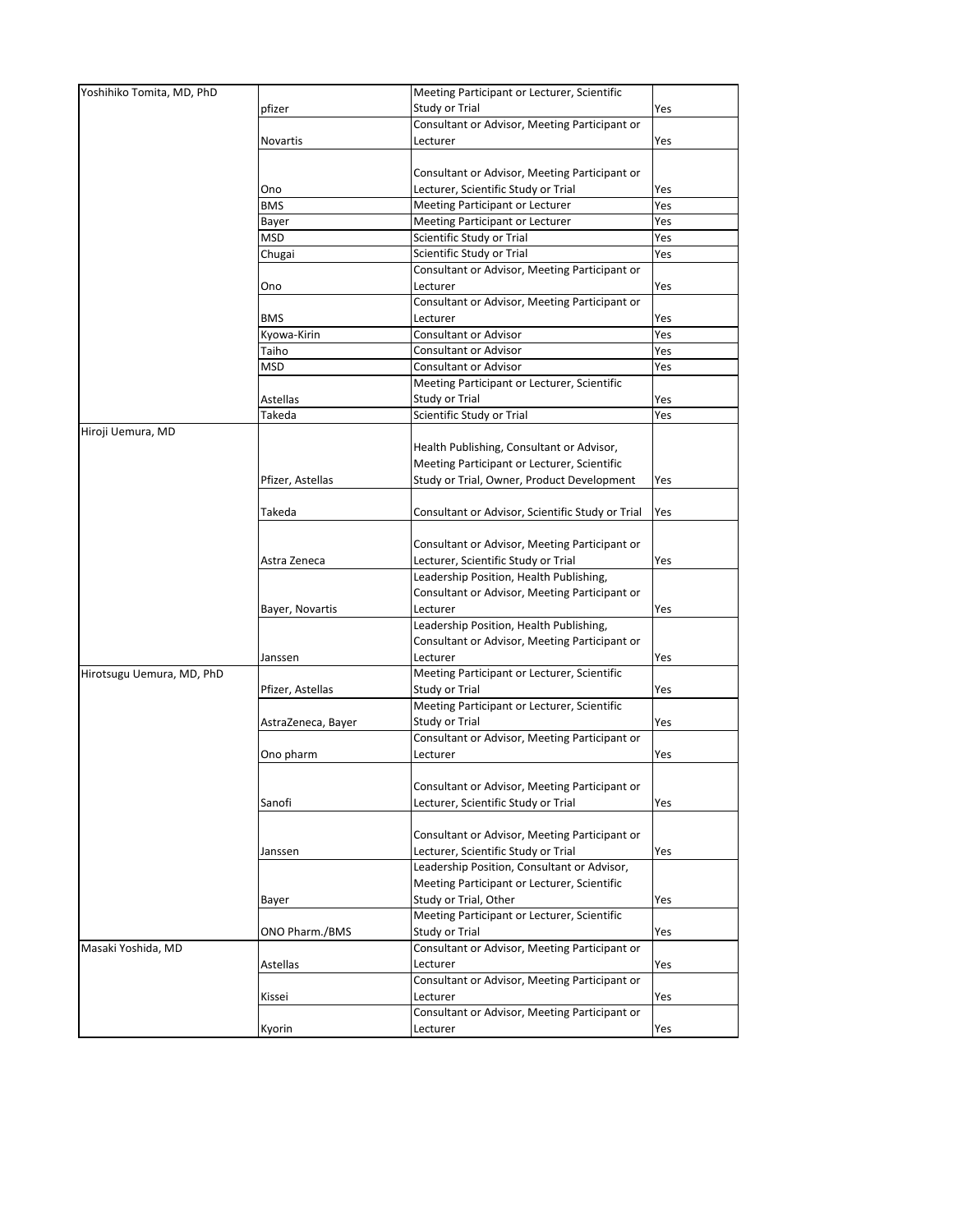| | | | |
|---|---|---|---|
| Yoshihiko Tomita, MD, PhD | pfizer | Meeting Participant or Lecturer, Scientific Study or Trial | Yes |
| | Novartis | Consultant or Advisor, Meeting Participant or Lecturer | Yes |
| | Ono | Consultant or Advisor, Meeting Participant or Lecturer, Scientific Study or Trial | Yes |
| | BMS | Meeting Participant or Lecturer | Yes |
| | Bayer | Meeting Participant or Lecturer | Yes |
| | MSD | Scientific Study or Trial | Yes |
| | Chugai | Scientific Study or Trial | Yes |
| | Ono | Consultant or Advisor, Meeting Participant or Lecturer | Yes |
| | BMS | Consultant or Advisor, Meeting Participant or Lecturer | Yes |
| | Kyowa-Kirin | Consultant or Advisor | Yes |
| | Taiho | Consultant or Advisor | Yes |
| | MSD | Consultant or Advisor | Yes |
| | Astellas | Meeting Participant or Lecturer, Scientific Study or Trial | Yes |
| | Takeda | Scientific Study or Trial | Yes |
| Hiroji Uemura, MD | Pfizer, Astellas | Health Publishing, Consultant or Advisor, Meeting Participant or Lecturer, Scientific Study or Trial, Owner, Product Development | Yes |
| | Takeda | Consultant or Advisor, Scientific Study or Trial | Yes |
| | Astra Zeneca | Consultant or Advisor, Meeting Participant or Lecturer, Scientific Study or Trial | Yes |
| | Bayer, Novartis | Leadership Position, Health Publishing, Consultant or Advisor, Meeting Participant or Lecturer | Yes |
| | Janssen | Leadership Position, Health Publishing, Consultant or Advisor, Meeting Participant or Lecturer | Yes |
| Hirotsugu Uemura, MD, PhD | Pfizer, Astellas | Meeting Participant or Lecturer, Scientific Study or Trial | Yes |
| | AstraZeneca, Bayer | Meeting Participant or Lecturer, Scientific Study or Trial | Yes |
| | Ono pharm | Consultant or Advisor, Meeting Participant or Lecturer | Yes |
| | Sanofi | Consultant or Advisor, Meeting Participant or Lecturer, Scientific Study or Trial | Yes |
| | Janssen | Consultant or Advisor, Meeting Participant or Lecturer, Scientific Study or Trial | Yes |
| | Bayer | Leadership Position, Consultant or Advisor, Meeting Participant or Lecturer, Scientific Study or Trial, Other | Yes |
| | ONO Pharm./BMS | Meeting Participant or Lecturer, Scientific Study or Trial | Yes |
| Masaki Yoshida, MD | Astellas | Consultant or Advisor, Meeting Participant or Lecturer | Yes |
| | Kissei | Consultant or Advisor, Meeting Participant or Lecturer | Yes |
| | Kyorin | Consultant or Advisor, Meeting Participant or Lecturer | Yes |